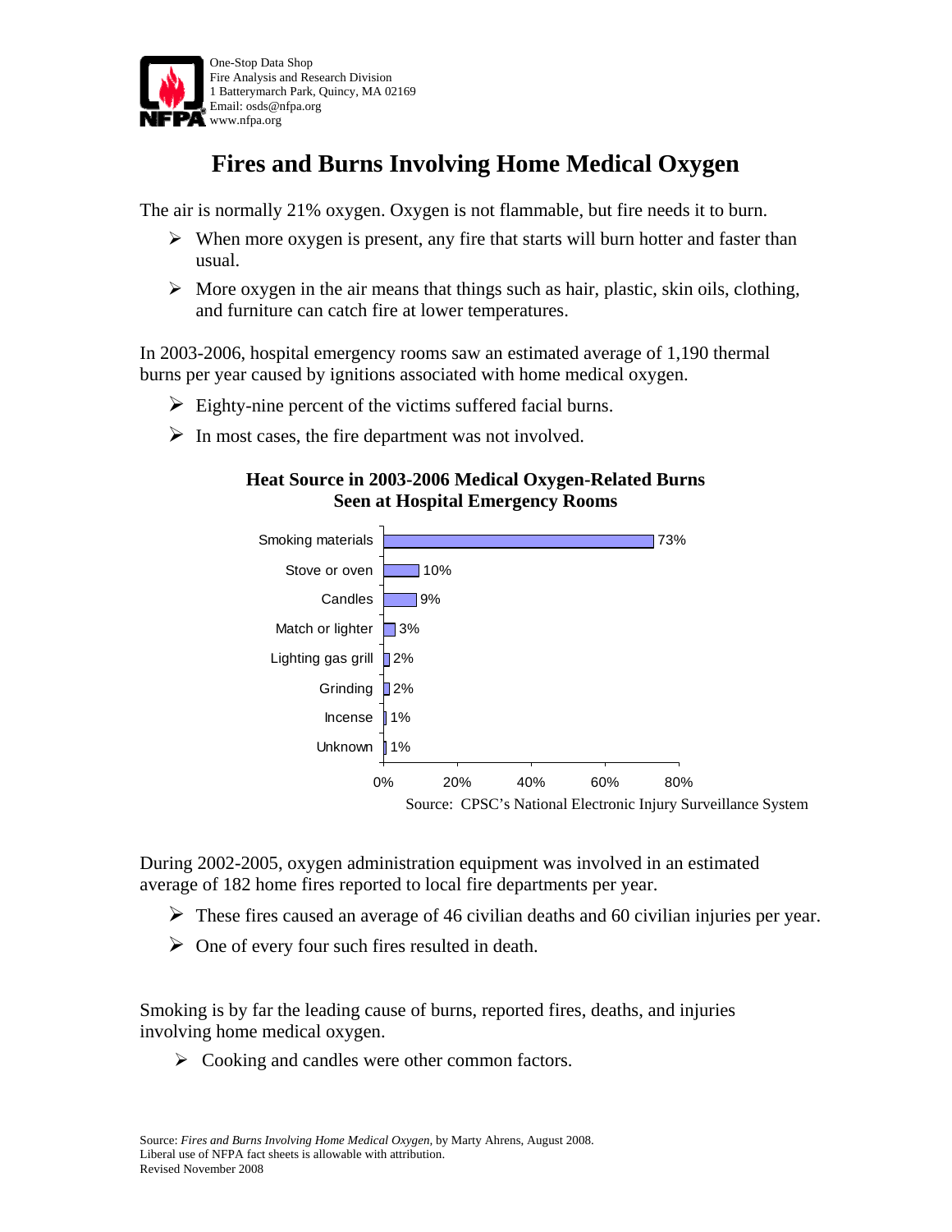One-Stop Data Shop
Fire Analysis and Research Division
1 Batterymarch Park, Quincy, MA 02169
Email: osds@nfpa.org
www.nfpa.org

# Fires and Burns Involving Home Medical Oxygen

The air is normally 21% oxygen. Oxygen is not flammable, but fire needs it to burn.

- When more oxygen is present, any fire that starts will burn hotter and faster than usual.
- More oxygen in the air means that things such as hair, plastic, skin oils, clothing, and furniture can catch fire at lower temperatures.

In 2003-2006, hospital emergency rooms saw an estimated average of 1,190 thermal burns per year caused by ignitions associated with home medical oxygen.

- Eighty-nine percent of the victims suffered facial burns.
- In most cases, the fire department was not involved.

**Heat Source in 2003-2006 Medical Oxygen-Related Burns Seen at Hospital Emergency Rooms**

| Heat Source | Percent |
|---|---|
| Smoking materials | 73% |
| Stove or oven | 10% |
| Candles | 9% |
| Match or lighter | 3% |
| Lighting gas grill | 2% |
| Grinding | 2% |
| Incense | 1% |
| Unknown | 1% |

Source: CPSC's National Electronic Injury Surveillance System

During 2002-2005, oxygen administration equipment was involved in an estimated average of 182 home fires reported to local fire departments per year.

- These fires caused an average of 46 civilian deaths and 60 civilian injuries per year.
- One of every four such fires resulted in death.

Smoking is by far the leading cause of burns, reported fires, deaths, and injuries involving home medical oxygen.

- Cooking and candles were other common factors.

Source: *Fires and Burns Involving Home Medical Oxygen*, by Marty Ahrens, August 2008.
Liberal use of NFPA fact sheets is allowable with attribution.
Revised November 2008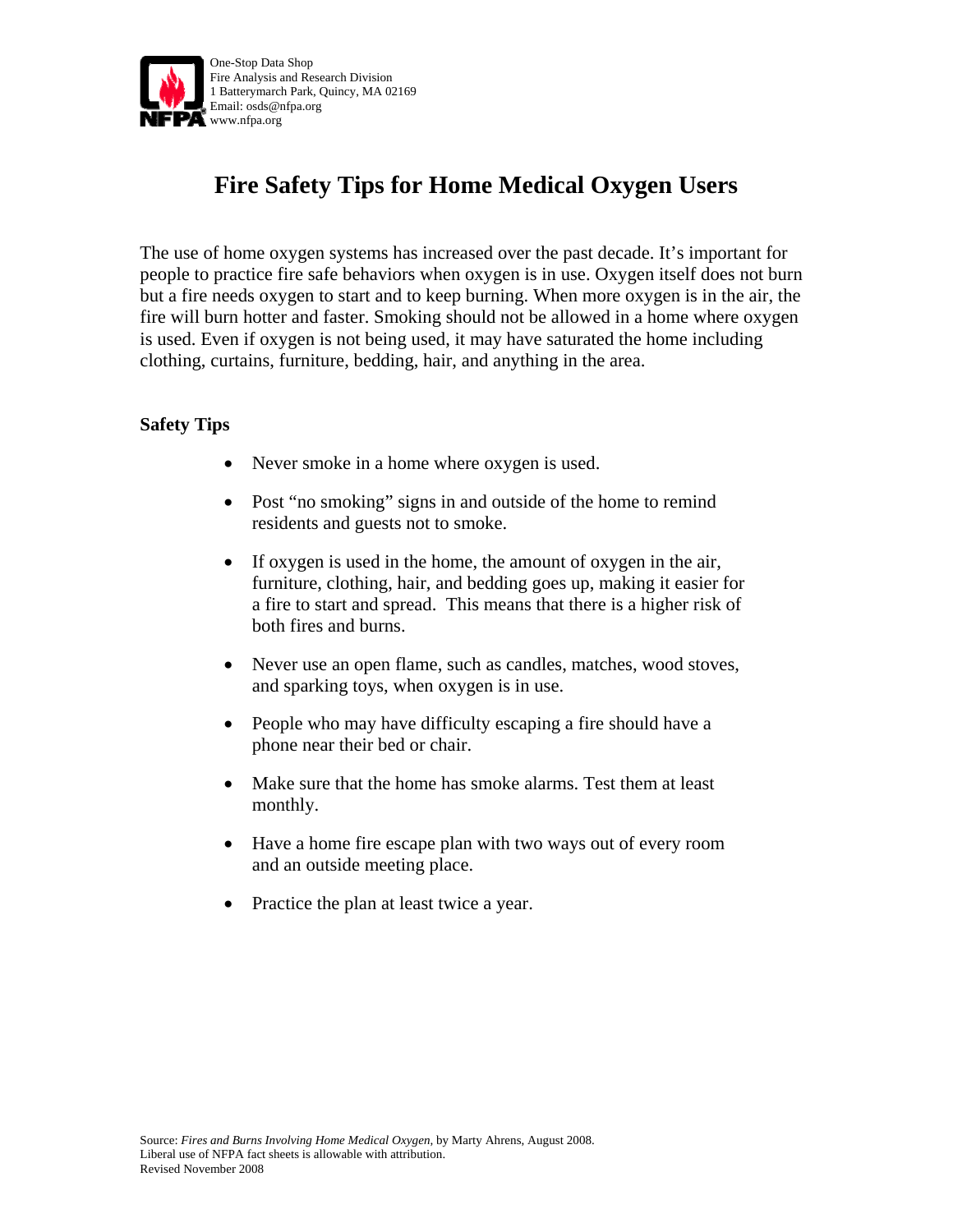One-Stop Data Shop
Fire Analysis and Research Division
1 Batterymarch Park, Quincy, MA 02169
Email: osds@nfpa.org
www.nfpa.org

# Fire Safety Tips for Home Medical Oxygen Users

The use of home oxygen systems has increased over the past decade. It's important for people to practice fire safe behaviors when oxygen is in use. Oxygen itself does not burn but a fire needs oxygen to start and to keep burning. When more oxygen is in the air, the fire will burn hotter and faster. Smoking should not be allowed in a home where oxygen is used. Even if oxygen is not being used, it may have saturated the home including clothing, curtains, furniture, bedding, hair, and anything in the area.

**Safety Tips**

- Never smoke in a home where oxygen is used.
- Post "no smoking" signs in and outside of the home to remind residents and guests not to smoke.
- If oxygen is used in the home, the amount of oxygen in the air, furniture, clothing, hair, and bedding goes up, making it easier for a fire to start and spread. This means that there is a higher risk of both fires and burns.
- Never use an open flame, such as candles, matches, wood stoves, and sparking toys, when oxygen is in use.
- People who may have difficulty escaping a fire should have a phone near their bed or chair.
- Make sure that the home has smoke alarms. Test them at least monthly.
- Have a home fire escape plan with two ways out of every room and an outside meeting place.
- Practice the plan at least twice a year.

Source: *Fires and Burns Involving Home Medical Oxygen*, by Marty Ahrens, August 2008.
Liberal use of NFPA fact sheets is allowable with attribution.
Revised November 2008